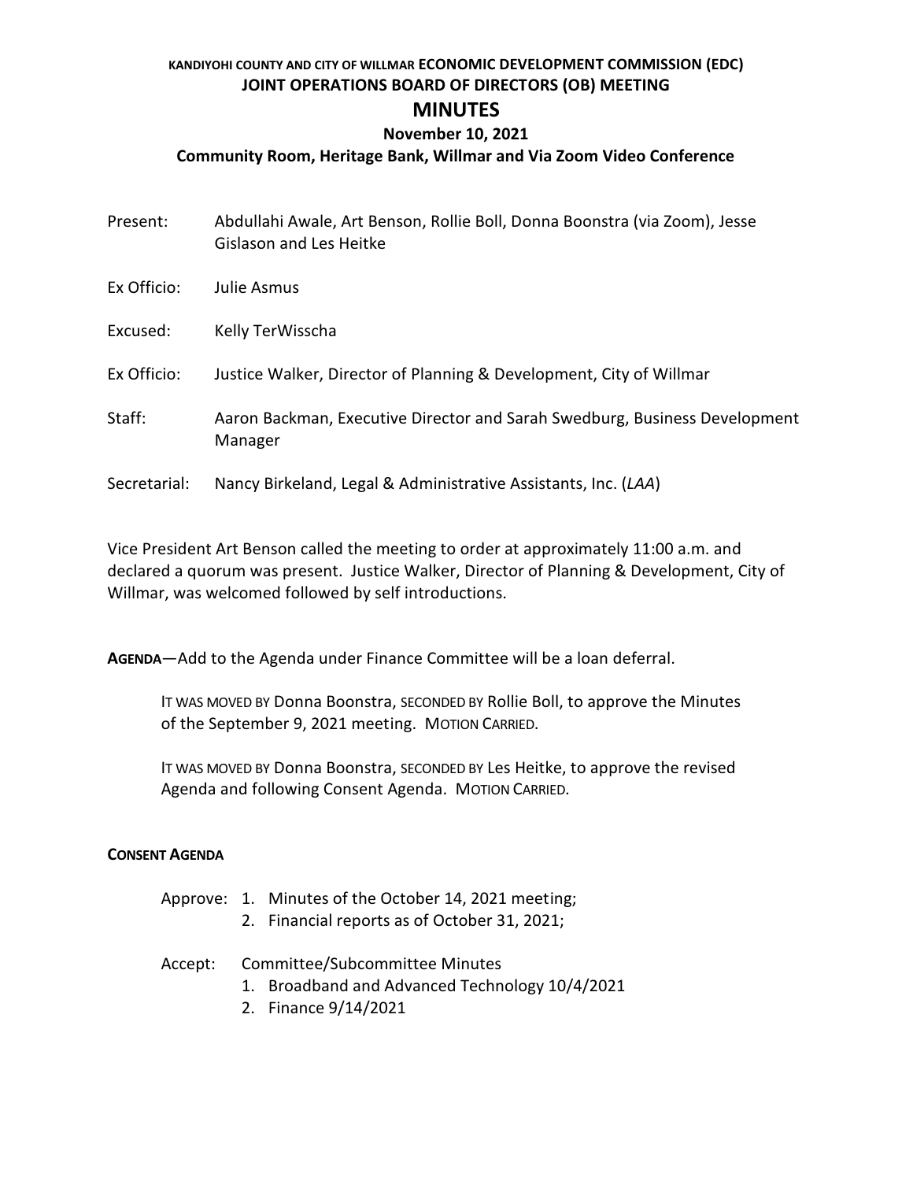# KANDIYOHI COUNTY AND CITY OF WILLMAR ECONOMIC DEVELOPMENT COMMISSION (EDC)

## JOINT OPERATIONS BOARD OF DIRECTORS (OB) MEETING

## MINUTES

### November 10, 2021

### Community Room, Heritage Bank, Willmar and Via Zoom Video Conference

Present: Abdullahi Awale, Art Benson, Rollie Boll, Donna Boonstra (via Zoom), Jesse Gislason and Les Heitke

Ex Officio: Julie Asmus

Excused: Kelly TerWisscha

Ex Officio: Justice Walker, Director of Planning & Development, City of Willmar

Staff: Aaron Backman, Executive Director and Sarah Swedburg, Business Development Manager

Secretarial: Nancy Birkeland, Legal & Administrative Assistants, Inc. (*LAA*)

Vice President Art Benson called the meeting to order at approximately 11:00 a.m. and declared a quorum was present. Justice Walker, Director of Planning & Development, City of Willmar, was welcomed followed by self introductions.

**AGENDA**—Add to the Agenda under Finance Committee will be a loan deferral.

> IT WAS MOVED BY Donna Boonstra, SECONDED BY Rollie Boll, to approve the Minutes of the September 9, 2021 meeting. MOTION CARRIED.
>
> IT WAS MOVED BY Donna Boonstra, SECONDED BY Les Heitke, to approve the revised Agenda and following Consent Agenda. MOTION CARRIED.

**CONSENT AGENDA**

Approve:
1. Minutes of the October 14, 2021 meeting;
2. Financial reports as of October 31, 2021;

Accept: Committee/Subcommittee Minutes
1. Broadband and Advanced Technology 10/4/2021
2. Finance 9/14/2021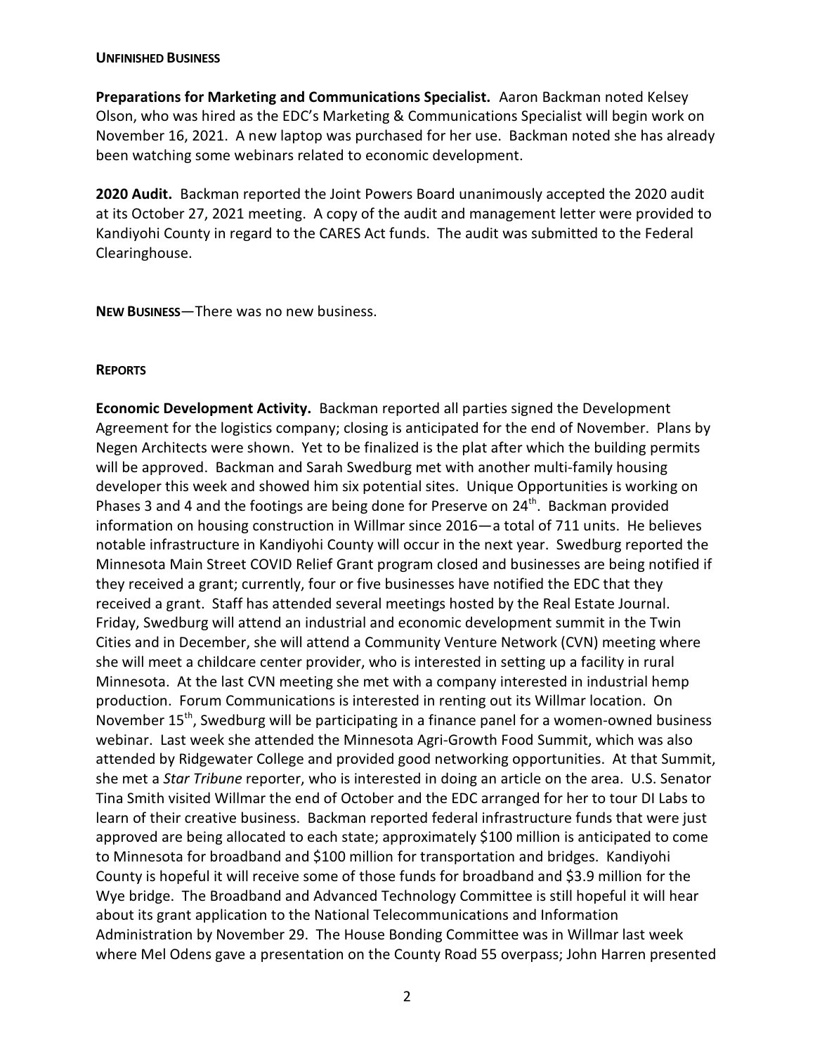**UNFINISHED BUSINESS**

**Preparations for Marketing and Communications Specialist.** Aaron Backman noted Kelsey Olson, who was hired as the EDC's Marketing & Communications Specialist will begin work on November 16, 2021. A new laptop was purchased for her use. Backman noted she has already been watching some webinars related to economic development.

**2020 Audit.** Backman reported the Joint Powers Board unanimously accepted the 2020 audit at its October 27, 2021 meeting. A copy of the audit and management letter were provided to Kandiyohi County in regard to the CARES Act funds. The audit was submitted to the Federal Clearinghouse.

**NEW BUSINESS**—There was no new business.

**REPORTS**

**Economic Development Activity.** Backman reported all parties signed the Development Agreement for the logistics company; closing is anticipated for the end of November. Plans by Negen Architects were shown. Yet to be finalized is the plat after which the building permits will be approved. Backman and Sarah Swedburg met with another multi-family housing developer this week and showed him six potential sites. Unique Opportunities is working on Phases 3 and 4 and the footings are being done for Preserve on 24th. Backman provided information on housing construction in Willmar since 2016—a total of 711 units. He believes notable infrastructure in Kandiyohi County will occur in the next year. Swedburg reported the Minnesota Main Street COVID Relief Grant program closed and businesses are being notified if they received a grant; currently, four or five businesses have notified the EDC that they received a grant. Staff has attended several meetings hosted by the Real Estate Journal. Friday, Swedburg will attend an industrial and economic development summit in the Twin Cities and in December, she will attend a Community Venture Network (CVN) meeting where she will meet a childcare center provider, who is interested in setting up a facility in rural Minnesota. At the last CVN meeting she met with a company interested in industrial hemp production. Forum Communications is interested in renting out its Willmar location. On November 15th, Swedburg will be participating in a finance panel for a women-owned business webinar. Last week she attended the Minnesota Agri-Growth Food Summit, which was also attended by Ridgewater College and provided good networking opportunities. At that Summit, she met a *Star Tribune* reporter, who is interested in doing an article on the area. U.S. Senator Tina Smith visited Willmar the end of October and the EDC arranged for her to tour DI Labs to learn of their creative business. Backman reported federal infrastructure funds that were just approved are being allocated to each state; approximately $100 million is anticipated to come to Minnesota for broadband and $100 million for transportation and bridges. Kandiyohi County is hopeful it will receive some of those funds for broadband and $3.9 million for the Wye bridge. The Broadband and Advanced Technology Committee is still hopeful it will hear about its grant application to the National Telecommunications and Information Administration by November 29. The House Bonding Committee was in Willmar last week where Mel Odens gave a presentation on the County Road 55 overpass; John Harren presented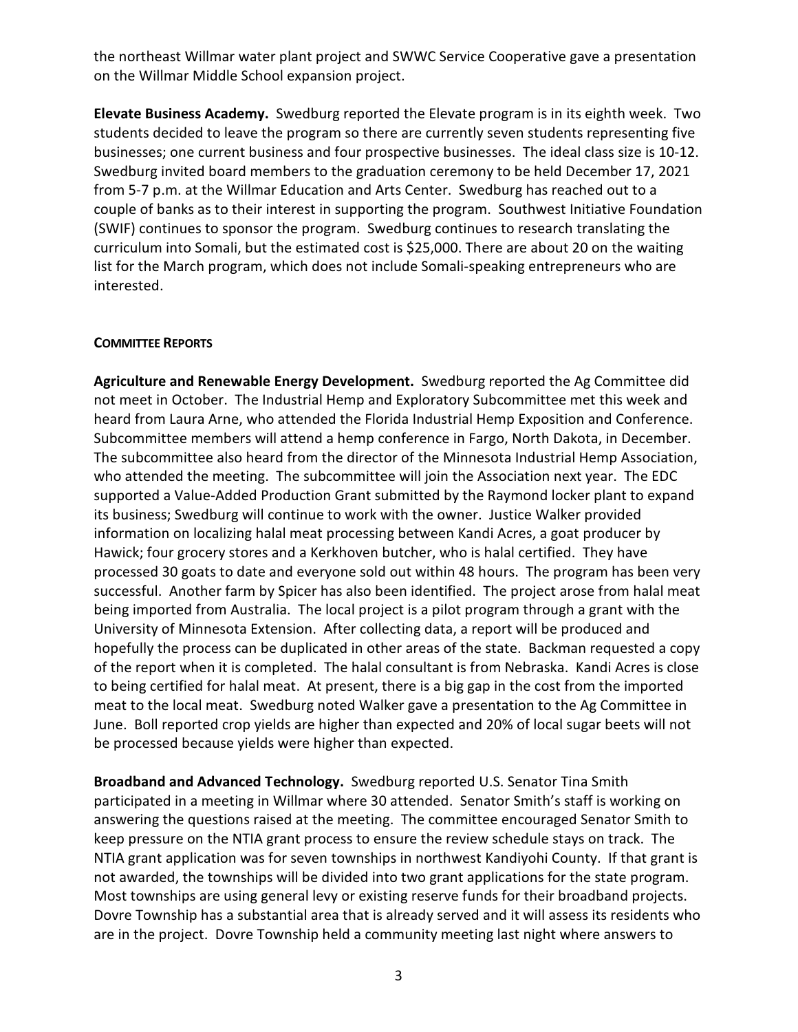the northeast Willmar water plant project and SWWC Service Cooperative gave a presentation on the Willmar Middle School expansion project.

**Elevate Business Academy.** Swedburg reported the Elevate program is in its eighth week. Two students decided to leave the program so there are currently seven students representing five businesses; one current business and four prospective businesses. The ideal class size is 10-12. Swedburg invited board members to the graduation ceremony to be held December 17, 2021 from 5-7 p.m. at the Willmar Education and Arts Center. Swedburg has reached out to a couple of banks as to their interest in supporting the program. Southwest Initiative Foundation (SWIF) continues to sponsor the program. Swedburg continues to research translating the curriculum into Somali, but the estimated cost is $25,000. There are about 20 on the waiting list for the March program, which does not include Somali-speaking entrepreneurs who are interested.

**COMMITTEE REPORTS**

**Agriculture and Renewable Energy Development.** Swedburg reported the Ag Committee did not meet in October. The Industrial Hemp and Exploratory Subcommittee met this week and heard from Laura Arne, who attended the Florida Industrial Hemp Exposition and Conference. Subcommittee members will attend a hemp conference in Fargo, North Dakota, in December. The subcommittee also heard from the director of the Minnesota Industrial Hemp Association, who attended the meeting. The subcommittee will join the Association next year. The EDC supported a Value-Added Production Grant submitted by the Raymond locker plant to expand its business; Swedburg will continue to work with the owner. Justice Walker provided information on localizing halal meat processing between Kandi Acres, a goat producer by Hawick; four grocery stores and a Kerkhoven butcher, who is halal certified. They have processed 30 goats to date and everyone sold out within 48 hours. The program has been very successful. Another farm by Spicer has also been identified. The project arose from halal meat being imported from Australia. The local project is a pilot program through a grant with the University of Minnesota Extension. After collecting data, a report will be produced and hopefully the process can be duplicated in other areas of the state. Backman requested a copy of the report when it is completed. The halal consultant is from Nebraska. Kandi Acres is close to being certified for halal meat. At present, there is a big gap in the cost from the imported meat to the local meat. Swedburg noted Walker gave a presentation to the Ag Committee in June. Boll reported crop yields are higher than expected and 20% of local sugar beets will not be processed because yields were higher than expected.

**Broadband and Advanced Technology.** Swedburg reported U.S. Senator Tina Smith participated in a meeting in Willmar where 30 attended. Senator Smith's staff is working on answering the questions raised at the meeting. The committee encouraged Senator Smith to keep pressure on the NTIA grant process to ensure the review schedule stays on track. The NTIA grant application was for seven townships in northwest Kandiyohi County. If that grant is not awarded, the townships will be divided into two grant applications for the state program. Most townships are using general levy or existing reserve funds for their broadband projects. Dovre Township has a substantial area that is already served and it will assess its residents who are in the project. Dovre Township held a community meeting last night where answers to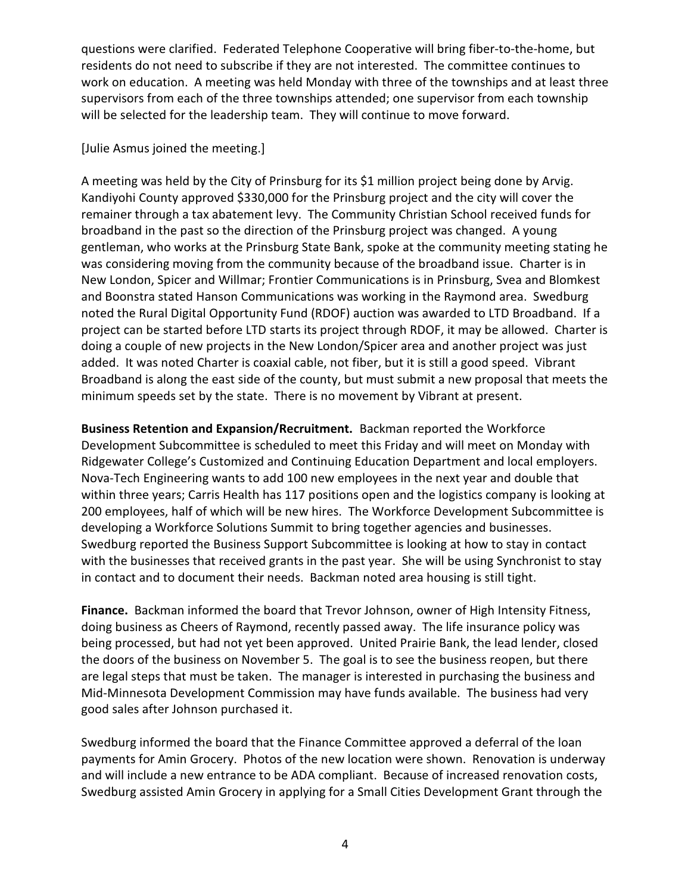questions were clarified. Federated Telephone Cooperative will bring fiber-to-the-home, but residents do not need to subscribe if they are not interested. The committee continues to work on education. A meeting was held Monday with three of the townships and at least three supervisors from each of the three townships attended; one supervisor from each township will be selected for the leadership team. They will continue to move forward.

[Julie Asmus joined the meeting.]

A meeting was held by the City of Prinsburg for its $1 million project being done by Arvig. Kandiyohi County approved $330,000 for the Prinsburg project and the city will cover the remainer through a tax abatement levy. The Community Christian School received funds for broadband in the past so the direction of the Prinsburg project was changed. A young gentleman, who works at the Prinsburg State Bank, spoke at the community meeting stating he was considering moving from the community because of the broadband issue. Charter is in New London, Spicer and Willmar; Frontier Communications is in Prinsburg, Svea and Blomkest and Boonstra stated Hanson Communications was working in the Raymond area. Swedburg noted the Rural Digital Opportunity Fund (RDOF) auction was awarded to LTD Broadband. If a project can be started before LTD starts its project through RDOF, it may be allowed. Charter is doing a couple of new projects in the New London/Spicer area and another project was just added. It was noted Charter is coaxial cable, not fiber, but it is still a good speed. Vibrant Broadband is along the east side of the county, but must submit a new proposal that meets the minimum speeds set by the state. There is no movement by Vibrant at present.

**Business Retention and Expansion/Recruitment.** Backman reported the Workforce Development Subcommittee is scheduled to meet this Friday and will meet on Monday with Ridgewater College's Customized and Continuing Education Department and local employers. Nova-Tech Engineering wants to add 100 new employees in the next year and double that within three years; Carris Health has 117 positions open and the logistics company is looking at 200 employees, half of which will be new hires. The Workforce Development Subcommittee is developing a Workforce Solutions Summit to bring together agencies and businesses. Swedburg reported the Business Support Subcommittee is looking at how to stay in contact with the businesses that received grants in the past year. She will be using Synchronist to stay in contact and to document their needs. Backman noted area housing is still tight.

**Finance.** Backman informed the board that Trevor Johnson, owner of High Intensity Fitness, doing business as Cheers of Raymond, recently passed away. The life insurance policy was being processed, but had not yet been approved. United Prairie Bank, the lead lender, closed the doors of the business on November 5. The goal is to see the business reopen, but there are legal steps that must be taken. The manager is interested in purchasing the business and Mid-Minnesota Development Commission may have funds available. The business had very good sales after Johnson purchased it.

Swedburg informed the board that the Finance Committee approved a deferral of the loan payments for Amin Grocery. Photos of the new location were shown. Renovation is underway and will include a new entrance to be ADA compliant. Because of increased renovation costs, Swedburg assisted Amin Grocery in applying for a Small Cities Development Grant through the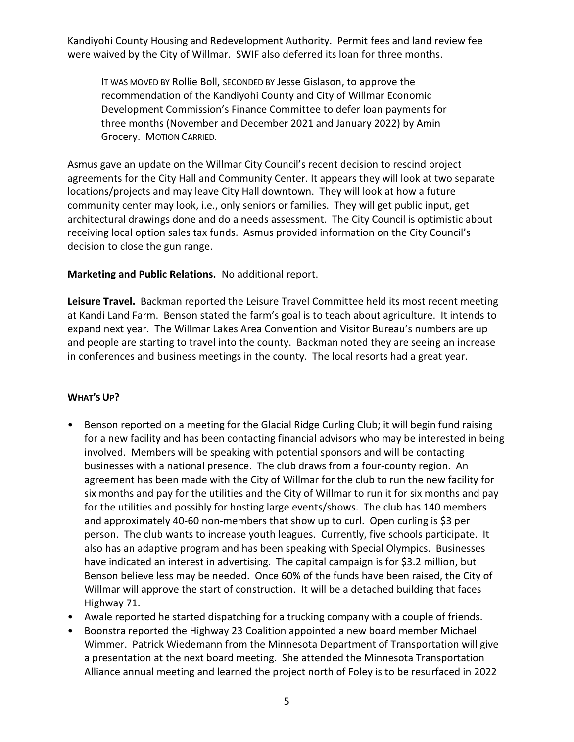Kandiyohi County Housing and Redevelopment Authority. Permit fees and land review fee were waived by the City of Willmar. SWIF also deferred its loan for three months.

> IT WAS MOVED BY Rollie Boll, SECONDED BY Jesse Gislason, to approve the recommendation of the Kandiyohi County and City of Willmar Economic Development Commission's Finance Committee to defer loan payments for three months (November and December 2021 and January 2022) by Amin Grocery. MOTION CARRIED.

Asmus gave an update on the Willmar City Council's recent decision to rescind project agreements for the City Hall and Community Center. It appears they will look at two separate locations/projects and may leave City Hall downtown. They will look at how a future community center may look, i.e., only seniors or families. They will get public input, get architectural drawings done and do a needs assessment. The City Council is optimistic about receiving local option sales tax funds. Asmus provided information on the City Council's decision to close the gun range.

**Marketing and Public Relations.** No additional report.

**Leisure Travel.** Backman reported the Leisure Travel Committee held its most recent meeting at Kandi Land Farm. Benson stated the farm's goal is to teach about agriculture. It intends to expand next year. The Willmar Lakes Area Convention and Visitor Bureau's numbers are up and people are starting to travel into the county. Backman noted they are seeing an increase in conferences and business meetings in the county. The local resorts had a great year.

**WHAT'S UP?**

- Benson reported on a meeting for the Glacial Ridge Curling Club; it will begin fund raising for a new facility and has been contacting financial advisors who may be interested in being involved. Members will be speaking with potential sponsors and will be contacting businesses with a national presence. The club draws from a four-county region. An agreement has been made with the City of Willmar for the club to run the new facility for six months and pay for the utilities and the City of Willmar to run it for six months and pay for the utilities and possibly for hosting large events/shows. The club has 140 members and approximately 40-60 non-members that show up to curl. Open curling is $3 per person. The club wants to increase youth leagues. Currently, five schools participate. It also has an adaptive program and has been speaking with Special Olympics. Businesses have indicated an interest in advertising. The capital campaign is for $3.2 million, but Benson believe less may be needed. Once 60% of the funds have been raised, the City of Willmar will approve the start of construction. It will be a detached building that faces Highway 71.
- Awale reported he started dispatching for a trucking company with a couple of friends.
- Boonstra reported the Highway 23 Coalition appointed a new board member Michael Wimmer. Patrick Wiedemann from the Minnesota Department of Transportation will give a presentation at the next board meeting. She attended the Minnesota Transportation Alliance annual meeting and learned the project north of Foley is to be resurfaced in 2022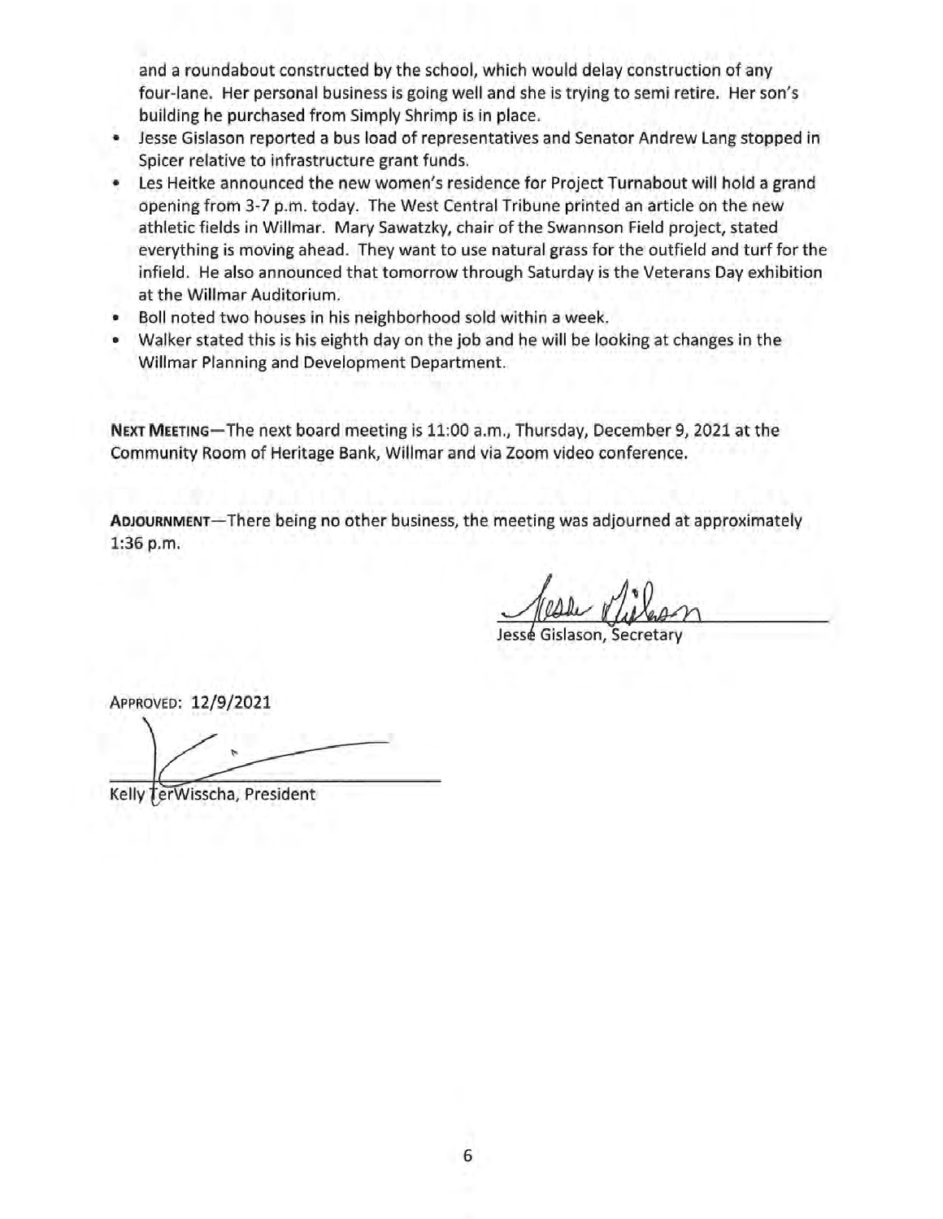and a roundabout constructed by the school, which would delay construction of any four-lane. Her personal business is going well and she is trying to semi retire. Her son's building he purchased from Simply Shrimp is in place.

- Jesse Gislason reported a bus load of representatives and Senator Andrew Lang stopped in Spicer relative to infrastructure grant funds.
- Les Heitke announced the new women's residence for Project Turnabout will hold a grand opening from 3-7 p.m. today. The West Central Tribune printed an article on the new athletic fields in Willmar. Mary Sawatzky, chair of the Swannson Field project, stated everything is moving ahead. They want to use natural grass for the outfield and turf for the infield. He also announced that tomorrow through Saturday is the Veterans Day exhibition at the Willmar Auditorium.
- Boll noted two houses in his neighborhood sold within a week.
- Walker stated this is his eighth day on the job and he will be looking at changes in the Willmar Planning and Development Department.

**NEXT MEETING**—The next board meeting is 11:00 a.m., Thursday, December 9, 2021 at the Community Room of Heritage Bank, Willmar and via Zoom video conference.

**ADJOURNMENT**—There being no other business, the meeting was adjourned at approximately 1:36 p.m.

Jesse Gislason, Secretary

APPROVED: 12/9/2021

Kelly TerWisscha, President